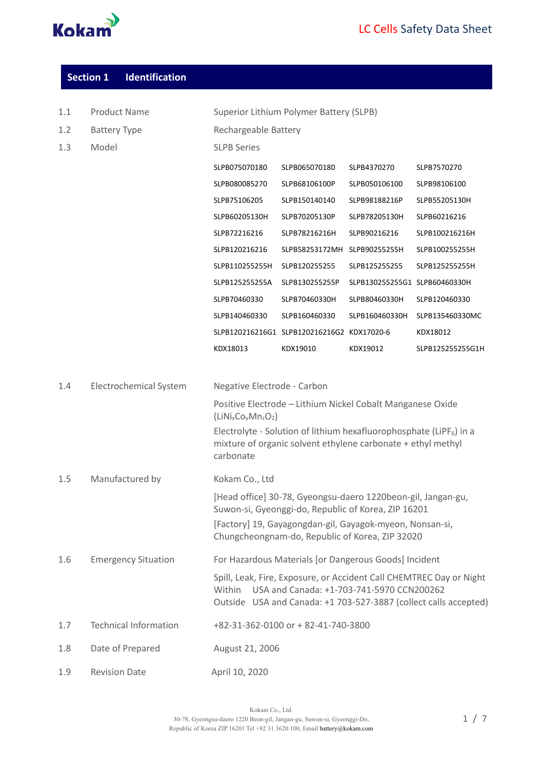# LC Cells Safety Data Sheet

## Section 1 Identification

| | | |
|---|---|---|
| 1.1 | Product Name | Superior Lithium Polymer Battery (SLPB) |
| 1.2 | Battery Type | Rechargeable Battery |
| 1.3 | Model | SLPB Series |

| | | | |
|---|---|---|---|
| SLPB075070180 | SLPB065070180 | SLPB4370270 | SLPB7570270 |
| SLPB080085270 | SLPB68106100P | SLPB050106100 | SLPB98106100 |
| SLPB75106205 | SLPB150140140 | SLPB98188216P | SLPB55205130H |
| SLPB60205130H | SLPB70205130P | SLPB78205130H | SLPB60216216 |
| SLPB72216216 | SLPB78216216H | SLPB90216216 | SLPB100216216H |
| SLPB120216216 | SLPB58253172MH | SLPB90255255H | SLPB100255255H |
| SLPB110255255H | SLPB120255255 | SLPB125255255 | SLPB125255255H |
| SLPB125255255A | SLPB130255255P | SLPB130255255G1 | SLPB60460330H |
| SLPB70460330 | SLPB70460330H | SLPB80460330H | SLPB120460330 |
| SLPB140460330 | SLPB160460330 | SLPB160460330H | SLPB135460330MC |
| SLPB120216216G1 | SLPB120216216G2 | KDX17020-6 | KDX18012 |
| KDX18013 | KDX19010 | KDX19012 | SLPB125255255G1H |

**1.4 Electrochemical System**

Negative Electrode - Carbon

Positive Electrode – Lithium Nickel Cobalt Manganese Oxide ($LiNi_xCo_yMn_zO_2$)

Electrolyte - Solution of lithium hexafluorophosphate ($LiPF_6$) in a mixture of organic solvent ethylene carbonate + ethyl methyl carbonate

**1.5 Manufactured by**

Kokam Co., Ltd

[Head office] 30-78, Gyeongsu-daero 1220beon-gil, Jangan-gu, Suwon-si, Gyeonggi-do, Republic of Korea, ZIP 16201

[Factory] 19, Gayagongdan-gil, Gayagok-myeon, Nonsan-si, Chungcheongnam-do, Republic of Korea, ZIP 32020

**1.6 Emergency Situation**

For Hazardous Materials [or Dangerous Goods] Incident

Spill, Leak, Fire, Exposure, or Accident Call CHEMTREC Day or Night
Within USA and Canada: +1-703-741-5970 CCN200262
Outside USA and Canada: +1 703-527-3887 (collect calls accepted)

**1.7 Technical Information**

+82-31-362-0100 or + 82-41-740-3800

**1.8 Date of Prepared**

August 21, 2006

**1.9 Revision Date**

April 10, 2020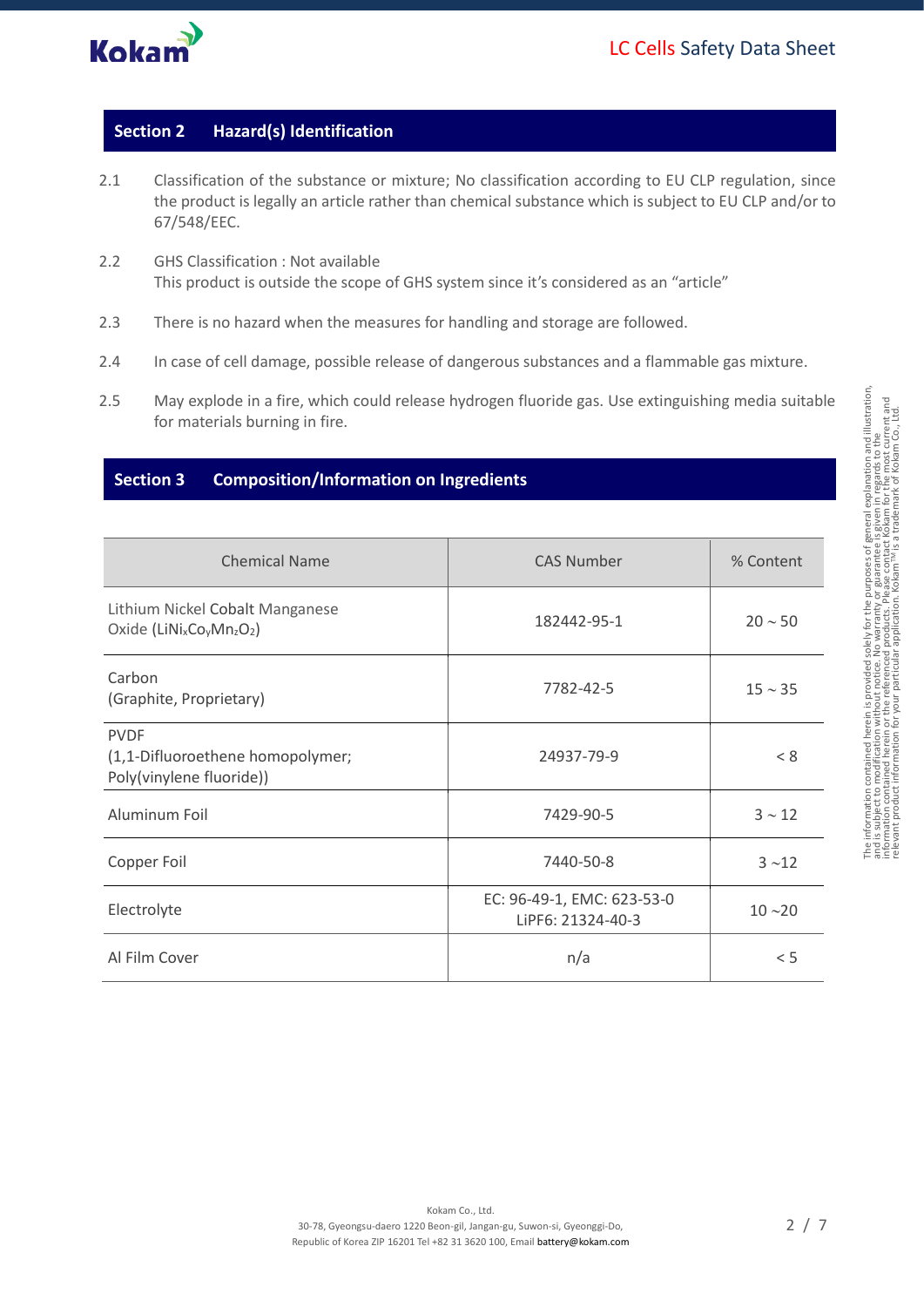## Section 2 Hazard(s) Identification

2.1 Classification of the substance or mixture; No classification according to EU CLP regulation, since the product is legally an article rather than chemical substance which is subject to EU CLP and/or to 67/548/EEC.

2.2 GHS Classification : Not available
This product is outside the scope of GHS system since it's considered as an "article"

2.3 There is no hazard when the measures for handling and storage are followed.

2.4 In case of cell damage, possible release of dangerous substances and a flammable gas mixture.

2.5 May explode in a fire, which could release hydrogen fluoride gas. Use extinguishing media suitable for materials burning in fire.

## Section 3 Composition/Information on Ingredients

| Chemical Name | CAS Number | % Content |
|---|---|---|
| Lithium Nickel Cobalt Manganese Oxide ($LiNi_xCo_yMn_zO_2$) | 182442-95-1 | 20 ~ 50 |
| Carbon (Graphite, Proprietary) | 7782-42-5 | 15 ~ 35 |
| PVDF (1,1-Difluoroethene homopolymer; Poly(vinylene fluoride)) | 24937-79-9 | < 8 |
| Aluminum Foil | 7429-90-5 | 3 ~ 12 |
| Copper Foil | 7440-50-8 | 3 ~12 |
| Electrolyte | EC: 96-49-1, EMC: 623-53-0 LiPF6: 21324-40-3 | 10 ~20 |
| Al Film Cover | n/a | < 5 |

The information contained herein is provided solely for the purposes of general explanation and illustration, and is subject to modification without notice. No warranty or guarantee is given in regards to the information contained herein or the referenced products. Please contact Kokam for the most current and relevant product information for your particular application. Kokam™ is a trademark of Kokam Co., Ltd.

Kokam Co., Ltd.
30-78, Gyeongsu-daero 1220 Beon-gil, Jangan-gu, Suwon-si, Gyeonggi-Do,
Republic of Korea ZIP 16201 Tel +82 31 3620 100, Email battery@kokam.com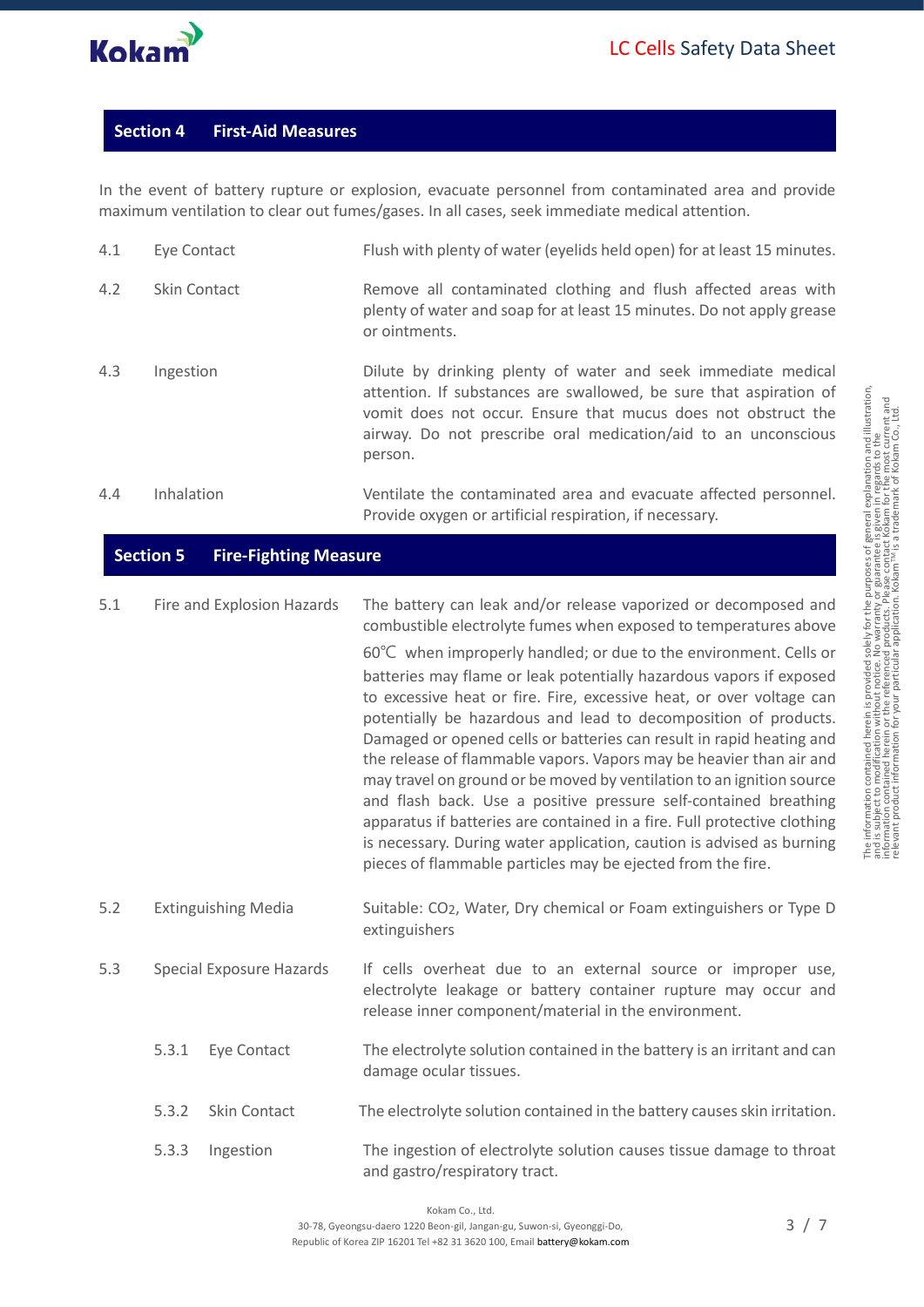## Section 4 First-Aid Measures

In the event of battery rupture or explosion, evacuate personnel from contaminated area and provide maximum ventilation to clear out fumes/gases. In all cases, seek immediate medical attention.

| | | |
|---|---|---|
| 4.1 | Eye Contact | Flush with plenty of water (eyelids held open) for at least 15 minutes. |
| 4.2 | Skin Contact | Remove all contaminated clothing and flush affected areas with plenty of water and soap for at least 15 minutes. Do not apply grease or ointments. |
| 4.3 | Ingestion | Dilute by drinking plenty of water and seek immediate medical attention. If substances are swallowed, be sure that aspiration of vomit does not occur. Ensure that mucus does not obstruct the airway. Do not prescribe oral medication/aid to an unconscious person. |
| 4.4 | Inhalation | Ventilate the contaminated area and evacuate affected personnel. Provide oxygen or artificial respiration, if necessary. |

## Section 5 Fire-Fighting Measure

| | | |
|---|---|---|
| 5.1 | Fire and Explosion Hazards | The battery can leak and/or release vaporized or decomposed and combustible electrolyte fumes when exposed to temperatures above 60℃ when improperly handled; or due to the environment. Cells or batteries may flame or leak potentially hazardous vapors if exposed to excessive heat or fire. Fire, excessive heat, or over voltage can potentially be hazardous and lead to decomposition of products. Damaged or opened cells or batteries can result in rapid heating and the release of flammable vapors. Vapors may be heavier than air and may travel on ground or be moved by ventilation to an ignition source and flash back. Use a positive pressure self-contained breathing apparatus if batteries are contained in a fire. Full protective clothing is necessary. During water application, caution is advised as burning pieces of flammable particles may be ejected from the fire. |
| 5.2 | Extinguishing Media | Suitable: $CO_2$, Water, Dry chemical or Foam extinguishers or Type D extinguishers |
| 5.3 | Special Exposure Hazards | If cells overheat due to an external source or improper use, electrolyte leakage or battery container rupture may occur and release inner component/material in the environment. |

| | | |
|---|---|---|
| 5.3.1 | Eye Contact | The electrolyte solution contained in the battery is an irritant and can damage ocular tissues. |
| 5.3.2 | Skin Contact | The electrolyte solution contained in the battery causes skin irritation. |
| 5.3.3 | Ingestion | The ingestion of electrolyte solution causes tissue damage to throat and gastro/respiratory tract. |

The information contained herein is provided solely for the purposes of general explanation and illustration, and is subject to modification without notice. No warranty or guarantee is given in regards to the information contained herein or the referenced products. Please contact Kokam for the most current and relevant product information for your particular application. Kokam™ is a trademark of Kokam Co., Ltd.

Kokam Co., Ltd.
30-78, Gyeongsu-daero 1220 Beon-gil, Jangan-gu, Suwon-si, Gyeonggi-Do, Republic of Korea ZIP 16201 Tel +82 31 3620 100, Email battery@kokam.com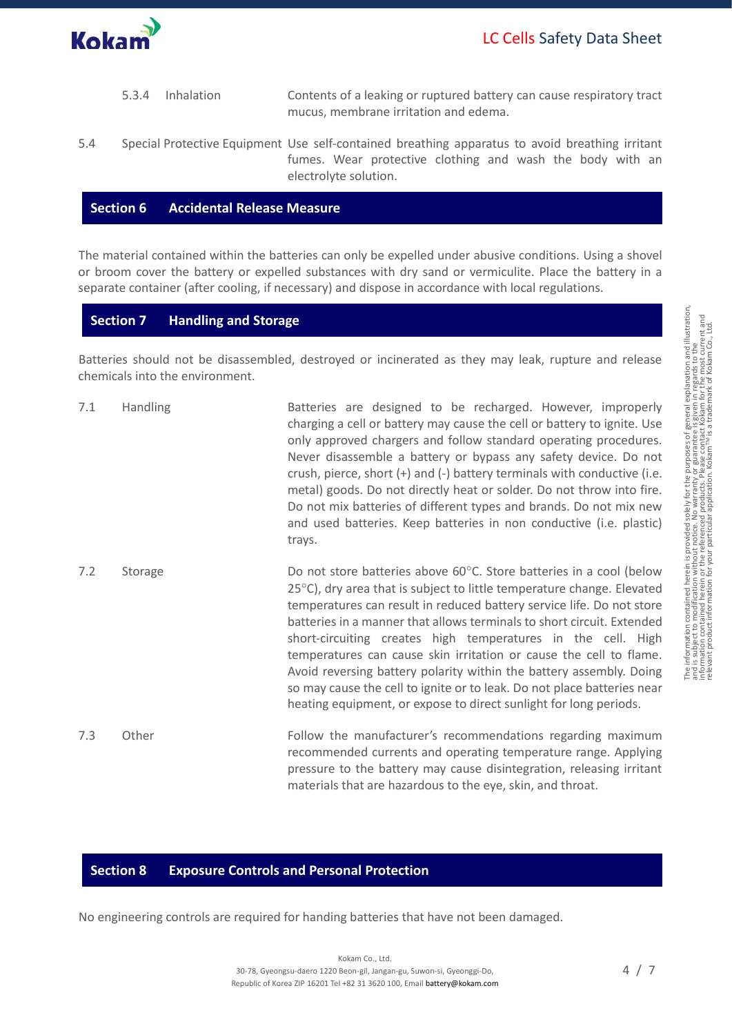5.3.4 Inhalation

Contents of a leaking or ruptured battery can cause respiratory tract mucus, membrane irritation and edema.

5.4 Special Protective Equipment

Use self-contained breathing apparatus to avoid breathing irritant fumes. Wear protective clothing and wash the body with an electrolyte solution.

## Section 6 Accidental Release Measure

The material contained within the batteries can only be expelled under abusive conditions. Using a shovel or broom cover the battery or expelled substances with dry sand or vermiculite. Place the battery in a separate container (after cooling, if necessary) and dispose in accordance with local regulations.

## Section 7 Handling and Storage

Batteries should not be disassembled, destroyed or incinerated as they may leak, rupture and release chemicals into the environment.

7.1 Handling

Batteries are designed to be recharged. However, improperly charging a cell or battery may cause the cell or battery to ignite. Use only approved chargers and follow standard operating procedures. Never disassemble a battery or bypass any safety device. Do not crush, pierce, short (+) and (-) battery terminals with conductive (i.e. metal) goods. Do not directly heat or solder. Do not throw into fire. Do not mix batteries of different types and brands. Do not mix new and used batteries. Keep batteries in non conductive (i.e. plastic) trays.

7.2 Storage

Do not store batteries above 60°C. Store batteries in a cool (below 25°C), dry area that is subject to little temperature change. Elevated temperatures can result in reduced battery service life. Do not store batteries in a manner that allows terminals to short circuit. Extended short-circuiting creates high temperatures in the cell. High temperatures can cause skin irritation or cause the cell to flame. Avoid reversing battery polarity within the battery assembly. Doing so may cause the cell to ignite or to leak. Do not place batteries near heating equipment, or expose to direct sunlight for long periods.

7.3 Other

Follow the manufacturer's recommendations regarding maximum recommended currents and operating temperature range. Applying pressure to the battery may cause disintegration, releasing irritant materials that are hazardous to the eye, skin, and throat.

## Section 8 Exposure Controls and Personal Protection

No engineering controls are required for handing batteries that have not been damaged.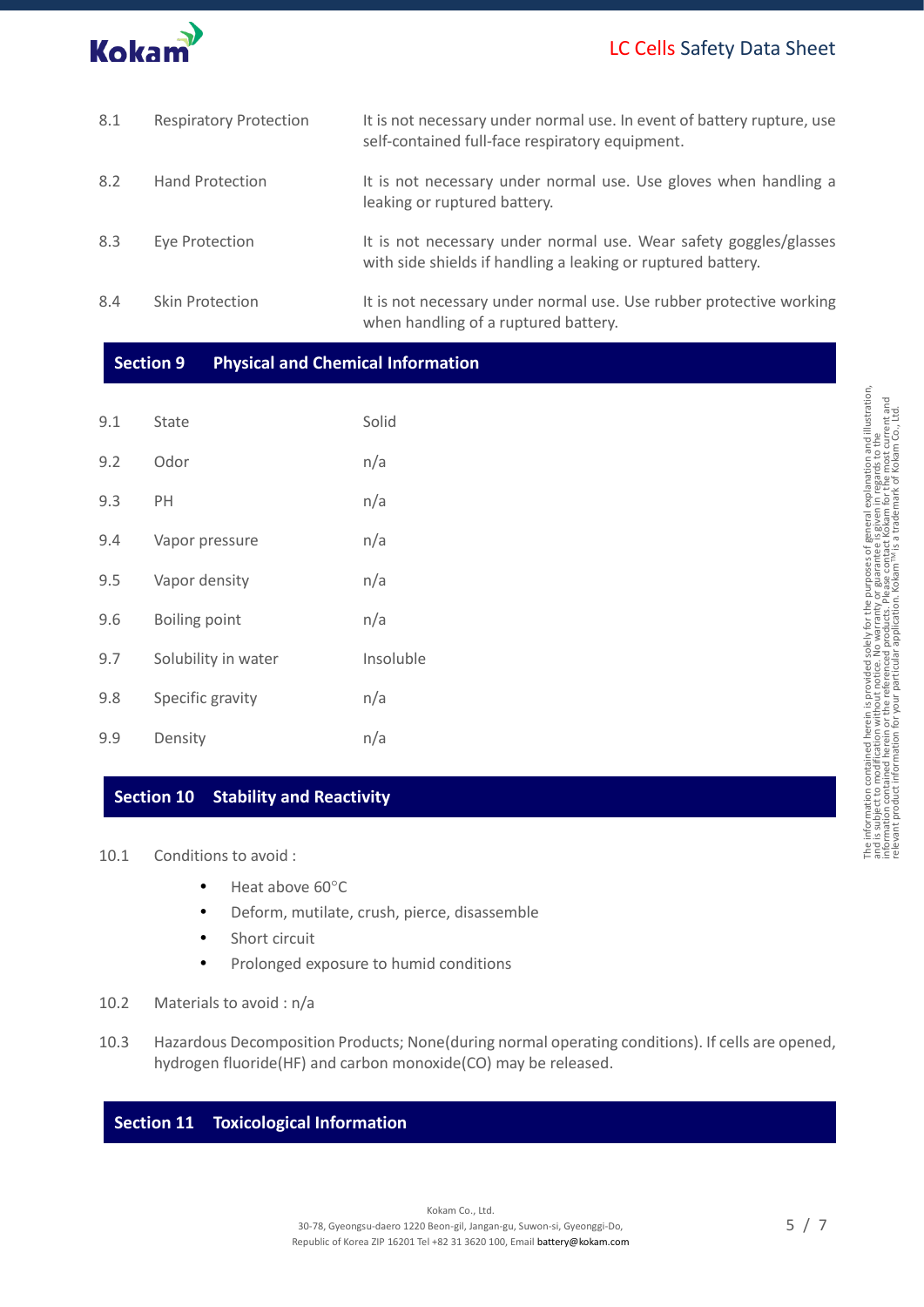| | | |
|---|---|---|
| 8.1 | Respiratory Protection | It is not necessary under normal use. In event of battery rupture, use self-contained full-face respiratory equipment. |
| 8.2 | Hand Protection | It is not necessary under normal use. Use gloves when handling a leaking or ruptured battery. |
| 8.3 | Eye Protection | It is not necessary under normal use. Wear safety goggles/glasses with side shields if handling a leaking or ruptured battery. |
| 8.4 | Skin Protection | It is not necessary under normal use. Use rubber protective working when handling of a ruptured battery. |

## Section 9 Physical and Chemical Information

| | | |
|---|---|---|
| 9.1 | State | Solid |
| 9.2 | Odor | n/a |
| 9.3 | PH | n/a |
| 9.4 | Vapor pressure | n/a |
| 9.5 | Vapor density | n/a |
| 9.6 | Boiling point | n/a |
| 9.7 | Solubility in water | Insoluble |
| 9.8 | Specific gravity | n/a |
| 9.9 | Density | n/a |

## Section 10 Stability and Reactivity

10.1 Conditions to avoid :

- Heat above 60°C
- Deform, mutilate, crush, pierce, disassemble
- Short circuit
- Prolonged exposure to humid conditions

10.2 Materials to avoid : n/a

10.3 Hazardous Decomposition Products; None(during normal operating conditions). If cells are opened, hydrogen fluoride(HF) and carbon monoxide(CO) may be released.

## Section 11 Toxicological Information

The information contained herein is provided solely for the purposes of general explanation and illustration, and is subject to modification without notice. No warranty or guarantee is given in regards to the information contained herein or the referenced products. Please contact Kokam for the most current and relevant product information for your particular application. Kokam™ is a trademark of Kokam Co., Ltd.

Kokam Co., Ltd.
30-78, Gyeongsu-daero 1220 Beon-gil, Jangan-gu, Suwon-si, Gyeonggi-Do, Republic of Korea ZIP 16201 Tel +82 31 3620 100, Email battery@kokam.com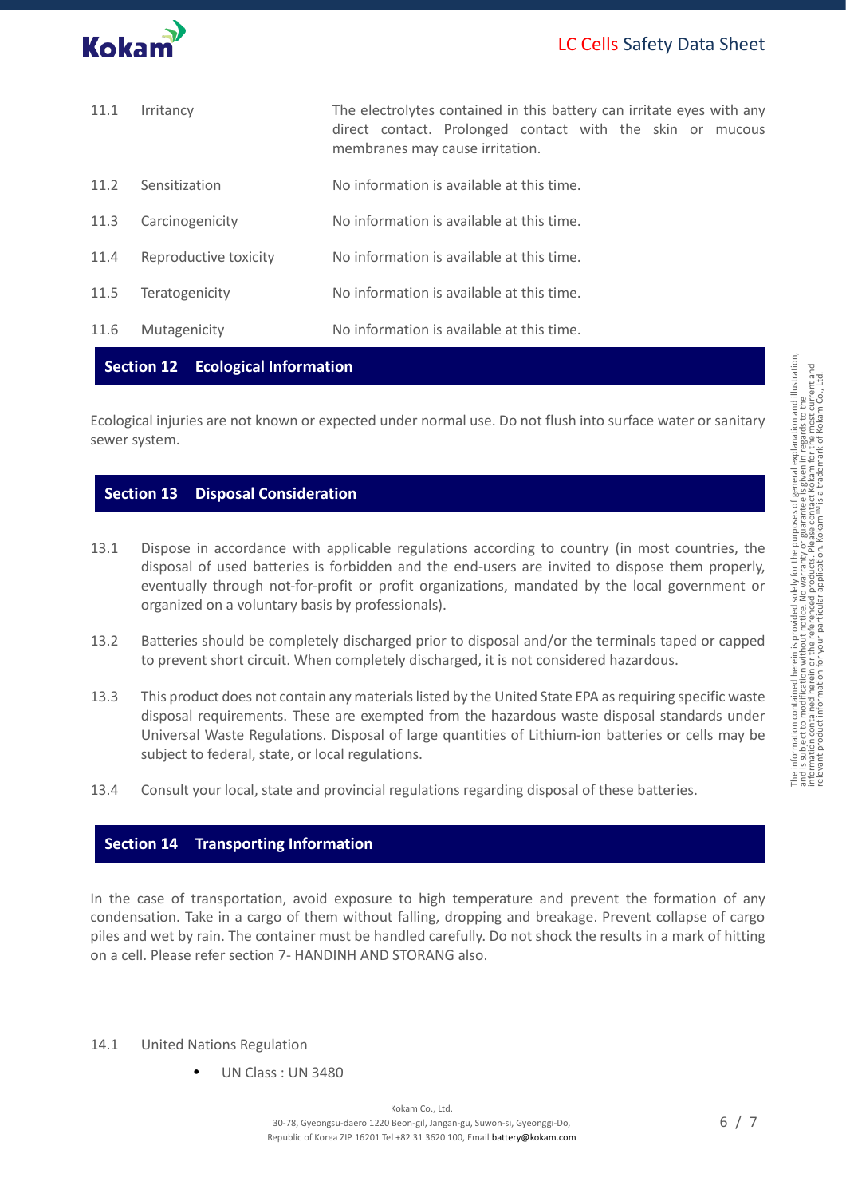| | | |
|---|---|---|
| 11.1 | Irritancy | The electrolytes contained in this battery can irritate eyes with any direct contact. Prolonged contact with the skin or mucous membranes may cause irritation. |
| 11.2 | Sensitization | No information is available at this time. |
| 11.3 | Carcinogenicity | No information is available at this time. |
| 11.4 | Reproductive toxicity | No information is available at this time. |
| 11.5 | Teratogenicity | No information is available at this time. |
| 11.6 | Mutagenicity | No information is available at this time. |

## Section 12 Ecological Information

Ecological injuries are not known or expected under normal use. Do not flush into surface water or sanitary sewer system.

## Section 13 Disposal Consideration

13.1 Dispose in accordance with applicable regulations according to country (in most countries, the disposal of used batteries is forbidden and the end-users are invited to dispose them properly, eventually through not-for-profit or profit organizations, mandated by the local government or organized on a voluntary basis by professionals).

13.2 Batteries should be completely discharged prior to disposal and/or the terminals taped or capped to prevent short circuit. When completely discharged, it is not considered hazardous.

13.3 This product does not contain any materials listed by the United State EPA as requiring specific waste disposal requirements. These are exempted from the hazardous waste disposal standards under Universal Waste Regulations. Disposal of large quantities of Lithium-ion batteries or cells may be subject to federal, state, or local regulations.

13.4 Consult your local, state and provincial regulations regarding disposal of these batteries.

## Section 14 Transporting Information

In the case of transportation, avoid exposure to high temperature and prevent the formation of any condensation. Take in a cargo of them without falling, dropping and breakage. Prevent collapse of cargo piles and wet by rain. The container must be handled carefully. Do not shock the results in a mark of hitting on a cell. Please refer section 7- HANDINH AND STORANG also.

14.1 United Nations Regulation

- UN Class : UN 3480

The information contained herein is provided solely for the purposes of general explanation and illustration, and is subject to modification without notice. No warranty or guarantee is given in regard to the information contained herein or the referenced products. Please contact Kokam for the most current and relevant product information for your particular application. Kokam™ is a trademark of Kokam Co., Ltd.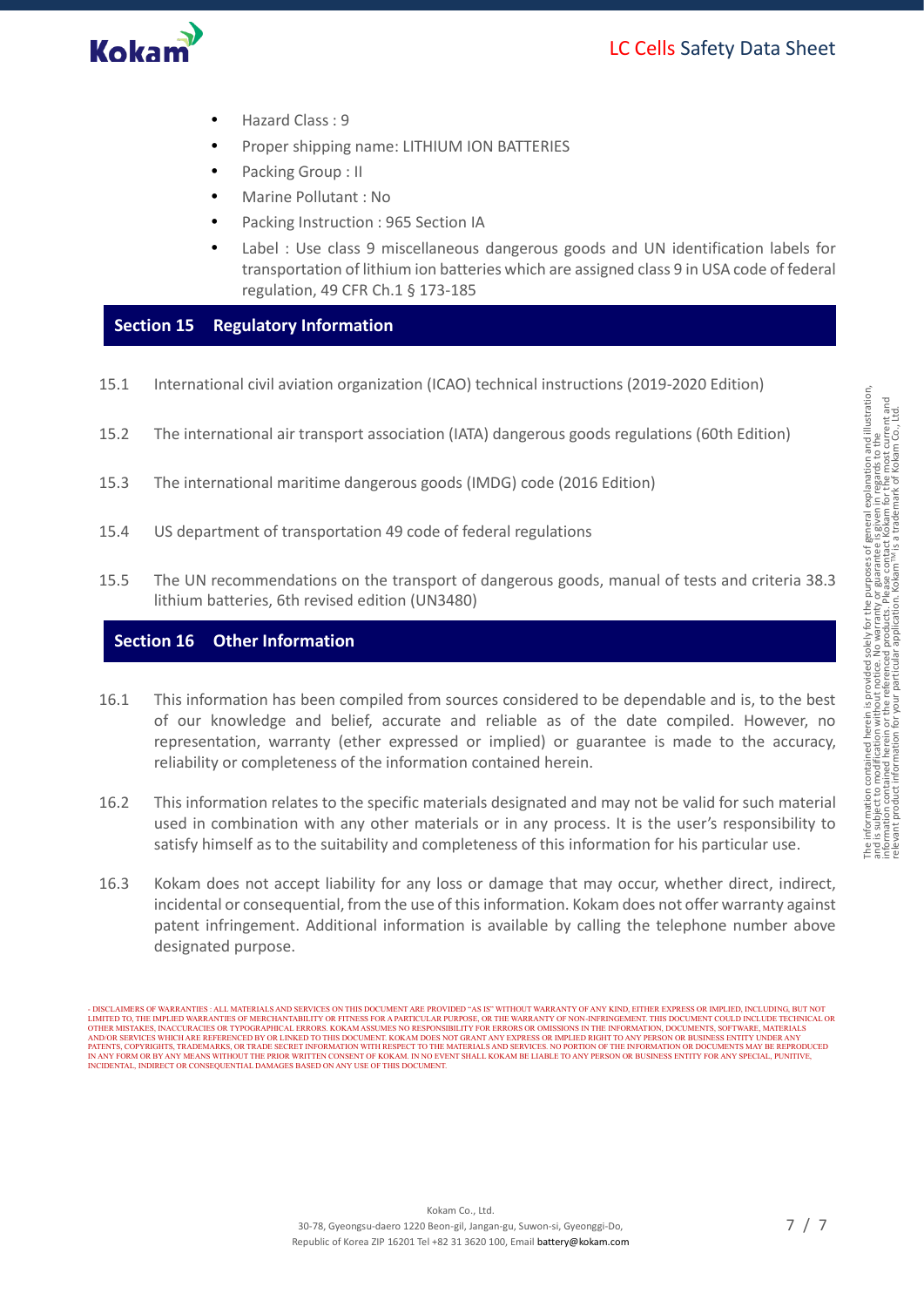- Hazard Class : 9
- Proper shipping name: LITHIUM ION BATTERIES
- Packing Group : II
- Marine Pollutant : No
- Packing Instruction : 965 Section IA
- Label : Use class 9 miscellaneous dangerous goods and UN identification labels for transportation of lithium ion batteries which are assigned class 9 in USA code of federal regulation, 49 CFR Ch.1 § 173-185

## Section 15 Regulatory Information

15.1 International civil aviation organization (ICAO) technical instructions (2019-2020 Edition)

15.2 The international air transport association (IATA) dangerous goods regulations (60th Edition)

15.3 The international maritime dangerous goods (IMDG) code (2016 Edition)

15.4 US department of transportation 49 code of federal regulations

15.5 The UN recommendations on the transport of dangerous goods, manual of tests and criteria 38.3 lithium batteries, 6th revised edition (UN3480)

## Section 16 Other Information

16.1 This information has been compiled from sources considered to be dependable and is, to the best of our knowledge and belief, accurate and reliable as of the date compiled. However, no representation, warranty (ether expressed or implied) or guarantee is made to the accuracy, reliability or completeness of the information contained herein.

16.2 This information relates to the specific materials designated and may not be valid for such material used in combination with any other materials or in any process. It is the user's responsibility to satisfy himself as to the suitability and completeness of this information for his particular use.

16.3 Kokam does not accept liability for any loss or damage that may occur, whether direct, indirect, incidental or consequential, from the use of this information. Kokam does not offer warranty against patent infringement. Additional information is available by calling the telephone number above designated purpose.

- DISCLAIMERS OF WARRANTIES : ALL MATERIALS AND SERVICES ON THIS DOCUMENT ARE PROVIDED "AS IS" WITHOUT WARRANTY OF ANY KIND, EITHER EXPRESS OR IMPLIED, INCLUDING, BUT NOT LIMITED TO, THE IMPLIED WARRANTIES OF MERCHANTABILITY OR FITNESS FOR A PARTICULAR PURPOSE, OR THE WARRANTY OF NON-INFRINGEMENT. THIS DOCUMENT COULD INCLUDE TECHNICAL OR OTHER MISTAKES, INACCURACIES OR TYPOGRAPHICAL ERRORS. KOKAM ASSUMES NO RESPONSIBILITY FOR ERRORS OR OMISSIONS IN THE INFORMATION, DOCUMENTS, SOFTWARE, MATERIALS AND/OR SERVICES WHICH ARE REFERENCED BY OR LINKED TO THIS DOCUMENT. KOKAM DOES NOT GRANT ANY EXPRESS OR IMPLIED RIGHT TO ANY PERSON OR BUSINESS ENTITY UNDER ANY PATENTS, COPYRIGHTS, TRADEMARKS, OR TRADE SECRET INFORMATION WITH RESPECT TO THE MATERIALS AND SERVICES. NO PORTION OF THE INFORMATION OR DOCUMENTS MAY BE REPRODUCED IN ANY FORM OR BY ANY MEANS WITHOUT THE PRIOR WRITTEN CONSENT OF KOKAM. IN NO EVENT SHALL KOKAM BE LIABLE TO ANY PERSON OR BUSINESS ENTITY FOR ANY SPECIAL, PUNITIVE, INCIDENTAL, INDIRECT OR CONSEQUENTIAL DAMAGES BASED ON ANY USE OF THIS DOCUMENT.